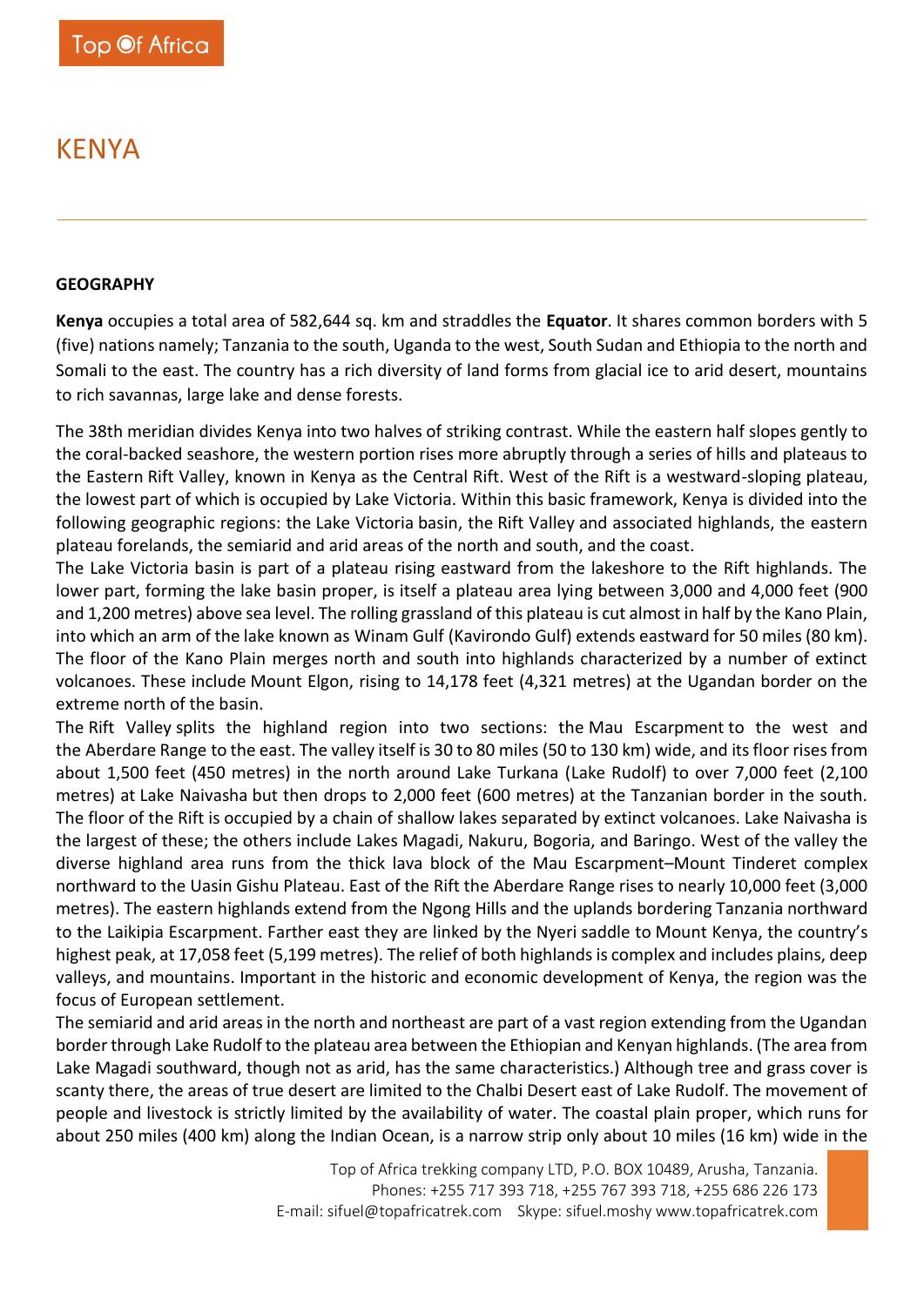# KENYA

## GEOGRAPHY

**Kenya** occupies a total area of 582,644 sq. km and straddles the **Equator**. It shares common borders with 5 (five) nations namely; Tanzania to the south, Uganda to the west, South Sudan and Ethiopia to the north and Somali to the east. The country has a rich diversity of land forms from glacial ice to arid desert, mountains to rich savannas, large lake and dense forests.

The 38th meridian divides Kenya into two halves of striking contrast. While the eastern half slopes gently to the coral-backed seashore, the western portion rises more abruptly through a series of hills and plateaus to the Eastern Rift Valley, known in Kenya as the Central Rift. West of the Rift is a westward-sloping plateau, the lowest part of which is occupied by Lake Victoria. Within this basic framework, Kenya is divided into the following geographic regions: the Lake Victoria basin, the Rift Valley and associated highlands, the eastern plateau forelands, the semiarid and arid areas of the north and south, and the coast.

The Lake Victoria basin is part of a plateau rising eastward from the lakeshore to the Rift highlands. The lower part, forming the lake basin proper, is itself a plateau area lying between 3,000 and 4,000 feet (900 and 1,200 metres) above sea level. The rolling grassland of this plateau is cut almost in half by the Kano Plain, into which an arm of the lake known as Winam Gulf (Kavirondo Gulf) extends eastward for 50 miles (80 km). The floor of the Kano Plain merges north and south into highlands characterized by a number of extinct volcanoes. These include Mount Elgon, rising to 14,178 feet (4,321 metres) at the Ugandan border on the extreme north of the basin.

The Rift Valley splits the highland region into two sections: the Mau Escarpment to the west and the Aberdare Range to the east. The valley itself is 30 to 80 miles (50 to 130 km) wide, and its floor rises from about 1,500 feet (450 metres) in the north around Lake Turkana (Lake Rudolf) to over 7,000 feet (2,100 metres) at Lake Naivasha but then drops to 2,000 feet (600 metres) at the Tanzanian border in the south. The floor of the Rift is occupied by a chain of shallow lakes separated by extinct volcanoes. Lake Naivasha is the largest of these; the others include Lakes Magadi, Nakuru, Bogoria, and Baringo. West of the valley the diverse highland area runs from the thick lava block of the Mau Escarpment–Mount Tinderet complex northward to the Uasin Gishu Plateau. East of the Rift the Aberdare Range rises to nearly 10,000 feet (3,000 metres). The eastern highlands extend from the Ngong Hills and the uplands bordering Tanzania northward to the Laikipia Escarpment. Farther east they are linked by the Nyeri saddle to Mount Kenya, the country's highest peak, at 17,058 feet (5,199 metres). The relief of both highlands is complex and includes plains, deep valleys, and mountains. Important in the historic and economic development of Kenya, the region was the focus of European settlement.

The semiarid and arid areas in the north and northeast are part of a vast region extending from the Ugandan border through Lake Rudolf to the plateau area between the Ethiopian and Kenyan highlands. (The area from Lake Magadi southward, though not as arid, has the same characteristics.) Although tree and grass cover is scanty there, the areas of true desert are limited to the Chalbi Desert east of Lake Rudolf. The movement of people and livestock is strictly limited by the availability of water. The coastal plain proper, which runs for about 250 miles (400 km) along the Indian Ocean, is a narrow strip only about 10 miles (16 km) wide in the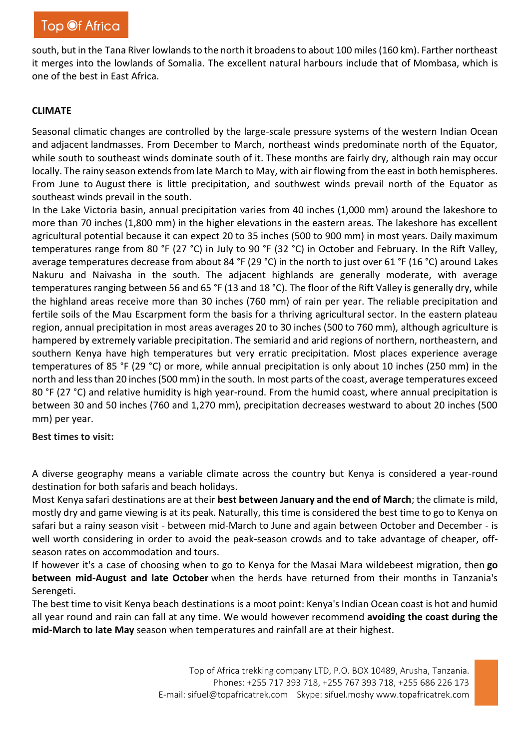south, but in the Tana River lowlands to the north it broadens to about 100 miles (160 km). Farther northeast it merges into the lowlands of Somalia. The excellent natural harbours include that of Mombasa, which is one of the best in East Africa.

## CLIMATE

Seasonal climatic changes are controlled by the large-scale pressure systems of the western Indian Ocean and adjacent landmasses. From December to March, northeast winds predominate north of the Equator, while south to southeast winds dominate south of it. These months are fairly dry, although rain may occur locally. The rainy season extends from late March to May, with air flowing from the east in both hemispheres. From June to August there is little precipitation, and southwest winds prevail north of the Equator as southeast winds prevail in the south.

In the Lake Victoria basin, annual precipitation varies from 40 inches (1,000 mm) around the lakeshore to more than 70 inches (1,800 mm) in the higher elevations in the eastern areas. The lakeshore has excellent agricultural potential because it can expect 20 to 35 inches (500 to 900 mm) in most years. Daily maximum temperatures range from 80 °F (27 °C) in July to 90 °F (32 °C) in October and February. In the Rift Valley, average temperatures decrease from about 84 °F (29 °C) in the north to just over 61 °F (16 °C) around Lakes Nakuru and Naivasha in the south. The adjacent highlands are generally moderate, with average temperatures ranging between 56 and 65 °F (13 and 18 °C). The floor of the Rift Valley is generally dry, while the highland areas receive more than 30 inches (760 mm) of rain per year. The reliable precipitation and fertile soils of the Mau Escarpment form the basis for a thriving agricultural sector. In the eastern plateau region, annual precipitation in most areas averages 20 to 30 inches (500 to 760 mm), although agriculture is hampered by extremely variable precipitation. The semiarid and arid regions of northern, northeastern, and southern Kenya have high temperatures but very erratic precipitation. Most places experience average temperatures of 85 °F (29 °C) or more, while annual precipitation is only about 10 inches (250 mm) in the north and less than 20 inches (500 mm) in the south. In most parts of the coast, average temperatures exceed 80 °F (27 °C) and relative humidity is high year-round. From the humid coast, where annual precipitation is between 30 and 50 inches (760 and 1,270 mm), precipitation decreases westward to about 20 inches (500 mm) per year.

**Best times to visit:**

A diverse geography means a variable climate across the country but Kenya is considered a year-round destination for both safaris and beach holidays.

Most Kenya safari destinations are at their **best between January and the end of March**; the climate is mild, mostly dry and game viewing is at its peak. Naturally, this time is considered the best time to go to Kenya on safari but a rainy season visit - between mid-March to June and again between October and December - is well worth considering in order to avoid the peak-season crowds and to take advantage of cheaper, off-season rates on accommodation and tours.

If however it's a case of choosing when to go to Kenya for the Masai Mara wildebeest migration, then **go between mid-August and late October** when the herds have returned from their months in Tanzania's Serengeti.

The best time to visit Kenya beach destinations is a moot point: Kenya's Indian Ocean coast is hot and humid all year round and rain can fall at any time. We would however recommend **avoiding the coast during the mid-March to late May** season when temperatures and rainfall are at their highest.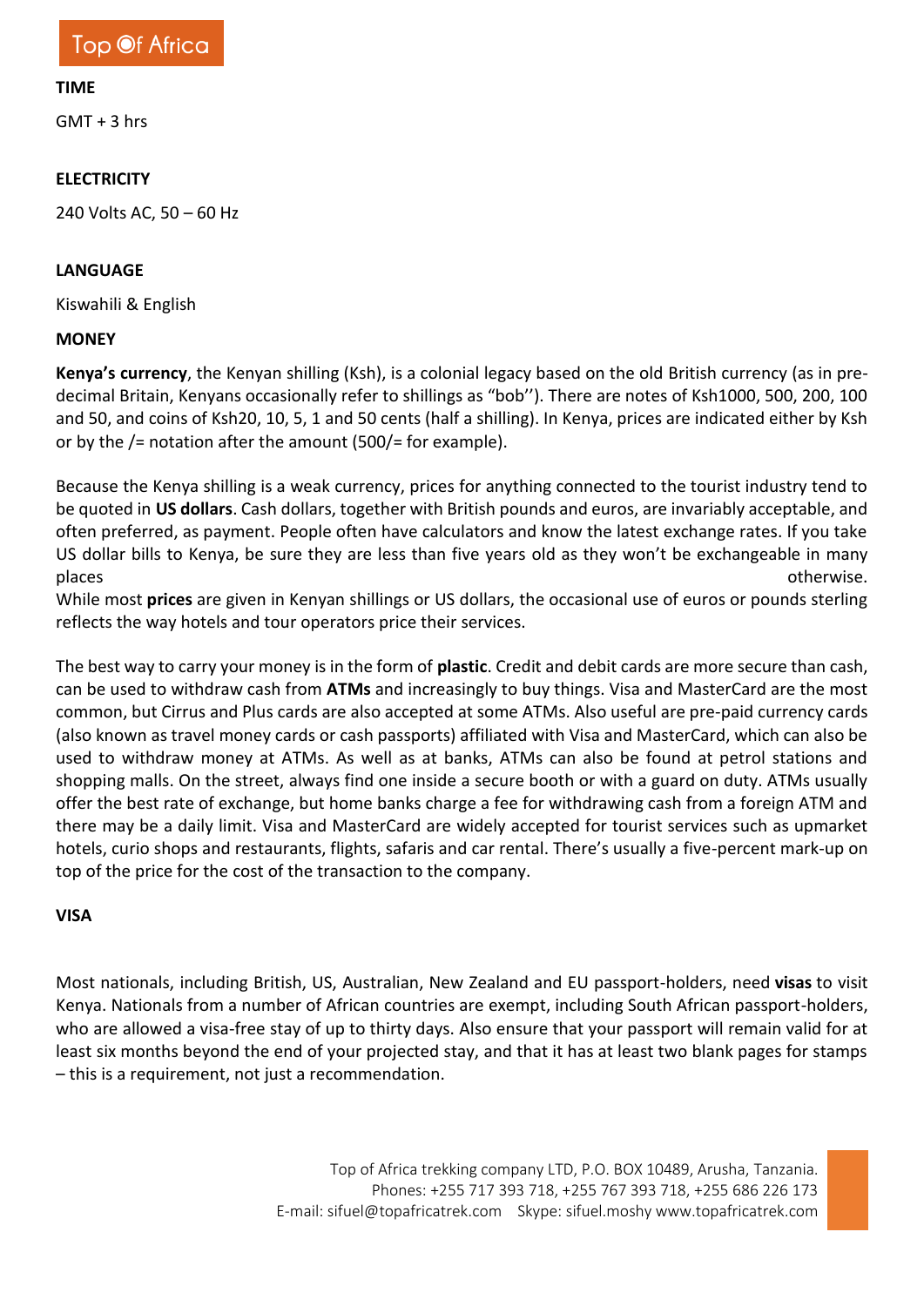**TIME**

GMT + 3 hrs

**ELECTRICITY**

240 Volts AC, 50 – 60 Hz

**LANGUAGE**

Kiswahili & English

**MONEY**

**Kenya's currency**, the Kenyan shilling (Ksh), is a colonial legacy based on the old British currency (as in pre-decimal Britain, Kenyans occasionally refer to shillings as "bob''). There are notes of Ksh1000, 500, 200, 100 and 50, and coins of Ksh20, 10, 5, 1 and 50 cents (half a shilling). In Kenya, prices are indicated either by Ksh or by the /= notation after the amount (500/= for example).

Because the Kenya shilling is a weak currency, prices for anything connected to the tourist industry tend to be quoted in **US dollars**. Cash dollars, together with British pounds and euros, are invariably acceptable, and often preferred, as payment. People often have calculators and know the latest exchange rates. If you take US dollar bills to Kenya, be sure they are less than five years old as they won't be exchangeable in many places otherwise.
While most **prices** are given in Kenyan shillings or US dollars, the occasional use of euros or pounds sterling reflects the way hotels and tour operators price their services.

The best way to carry your money is in the form of **plastic**. Credit and debit cards are more secure than cash, can be used to withdraw cash from **ATMs** and increasingly to buy things. Visa and MasterCard are the most common, but Cirrus and Plus cards are also accepted at some ATMs. Also useful are pre-paid currency cards (also known as travel money cards or cash passports) affiliated with Visa and MasterCard, which can also be used to withdraw money at ATMs. As well as at banks, ATMs can also be found at petrol stations and shopping malls. On the street, always find one inside a secure booth or with a guard on duty. ATMs usually offer the best rate of exchange, but home banks charge a fee for withdrawing cash from a foreign ATM and there may be a daily limit. Visa and MasterCard are widely accepted for tourist services such as upmarket hotels, curio shops and restaurants, flights, safaris and car rental. There's usually a five-percent mark-up on top of the price for the cost of the transaction to the company.

**VISA**

Most nationals, including British, US, Australian, New Zealand and EU passport-holders, need **visas** to visit Kenya. Nationals from a number of African countries are exempt, including South African passport-holders, who are allowed a visa-free stay of up to thirty days. Also ensure that your passport will remain valid for at least six months beyond the end of your projected stay, and that it has at least two blank pages for stamps – this is a requirement, not just a recommendation.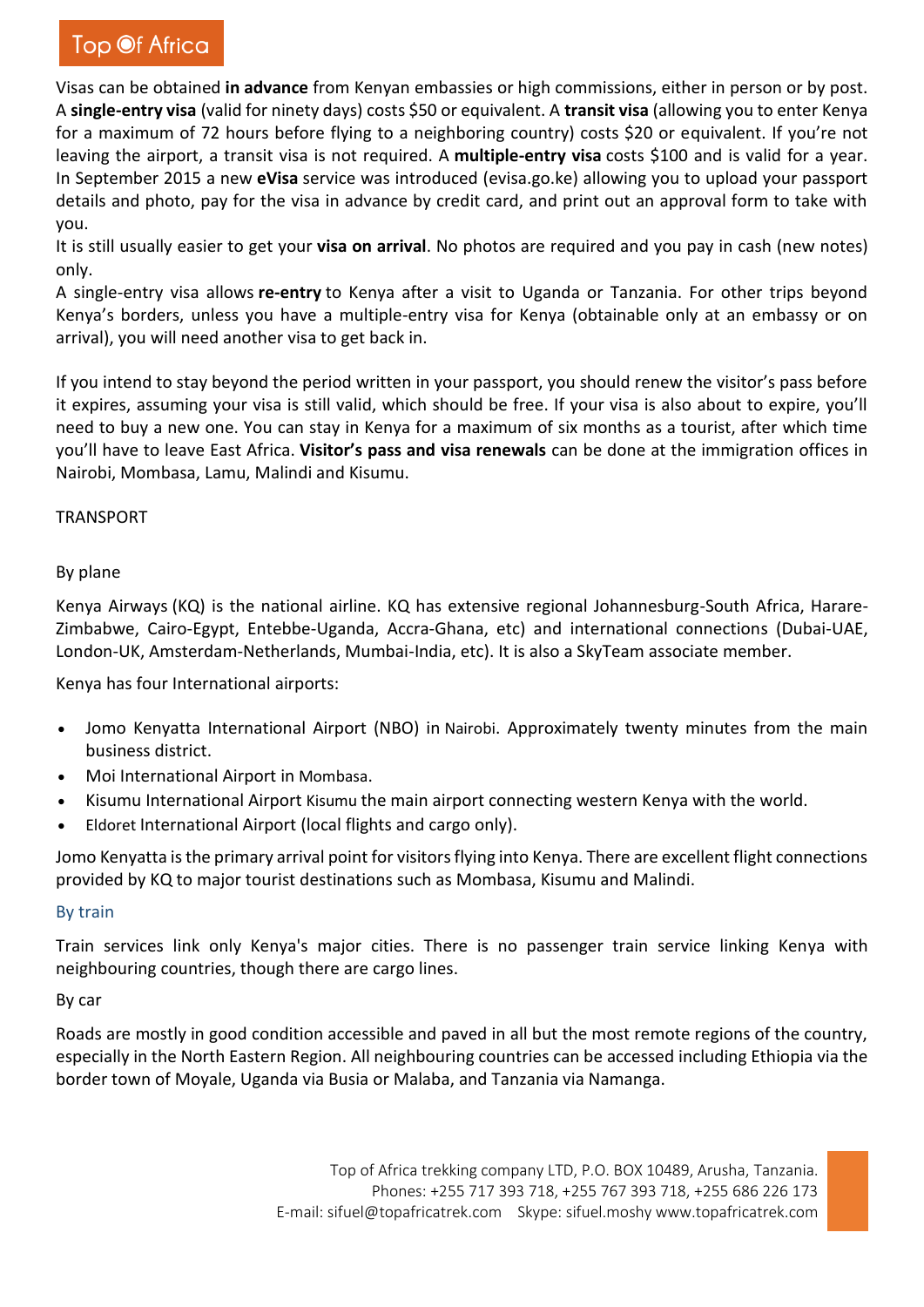Visas can be obtained **in advance** from Kenyan embassies or high commissions, either in person or by post. A **single-entry visa** (valid for ninety days) costs $50 or equivalent. A **transit visa** (allowing you to enter Kenya for a maximum of 72 hours before flying to a neighboring country) costs $20 or equivalent. If you're not leaving the airport, a transit visa is not required. A **multiple-entry visa** costs $100 and is valid for a year. In September 2015 a new **eVisa** service was introduced (evisa.go.ke) allowing you to upload your passport details and photo, pay for the visa in advance by credit card, and print out an approval form to take with you.

It is still usually easier to get your **visa on arrival**. No photos are required and you pay in cash (new notes) only.

A single-entry visa allows **re-entry** to Kenya after a visit to Uganda or Tanzania. For other trips beyond Kenya's borders, unless you have a multiple-entry visa for Kenya (obtainable only at an embassy or on arrival), you will need another visa to get back in.

If you intend to stay beyond the period written in your passport, you should renew the visitor's pass before it expires, assuming your visa is still valid, which should be free. If your visa is also about to expire, you'll need to buy a new one. You can stay in Kenya for a maximum of six months as a tourist, after which time you'll have to leave East Africa. **Visitor's pass and visa renewals** can be done at the immigration offices in Nairobi, Mombasa, Lamu, Malindi and Kisumu.

## TRANSPORT

### By plane

Kenya Airways (KQ) is the national airline. KQ has extensive regional Johannesburg-South Africa, Harare-Zimbabwe, Cairo-Egypt, Entebbe-Uganda, Accra-Ghana, etc) and international connections (Dubai-UAE, London-UK, Amsterdam-Netherlands, Mumbai-India, etc). It is also a SkyTeam associate member.

Kenya has four International airports:

- Jomo Kenyatta International Airport (NBO) in Nairobi. Approximately twenty minutes from the main business district.
- Moi International Airport in Mombasa.
- Kisumu International Airport Kisumu the main airport connecting western Kenya with the world.
- Eldoret International Airport (local flights and cargo only).

Jomo Kenyatta is the primary arrival point for visitors flying into Kenya. There are excellent flight connections provided by KQ to major tourist destinations such as Mombasa, Kisumu and Malindi.

### By train

Train services link only Kenya's major cities. There is no passenger train service linking Kenya with neighbouring countries, though there are cargo lines.

### By car

Roads are mostly in good condition accessible and paved in all but the most remote regions of the country, especially in the North Eastern Region. All neighbouring countries can be accessed including Ethiopia via the border town of Moyale, Uganda via Busia or Malaba, and Tanzania via Namanga.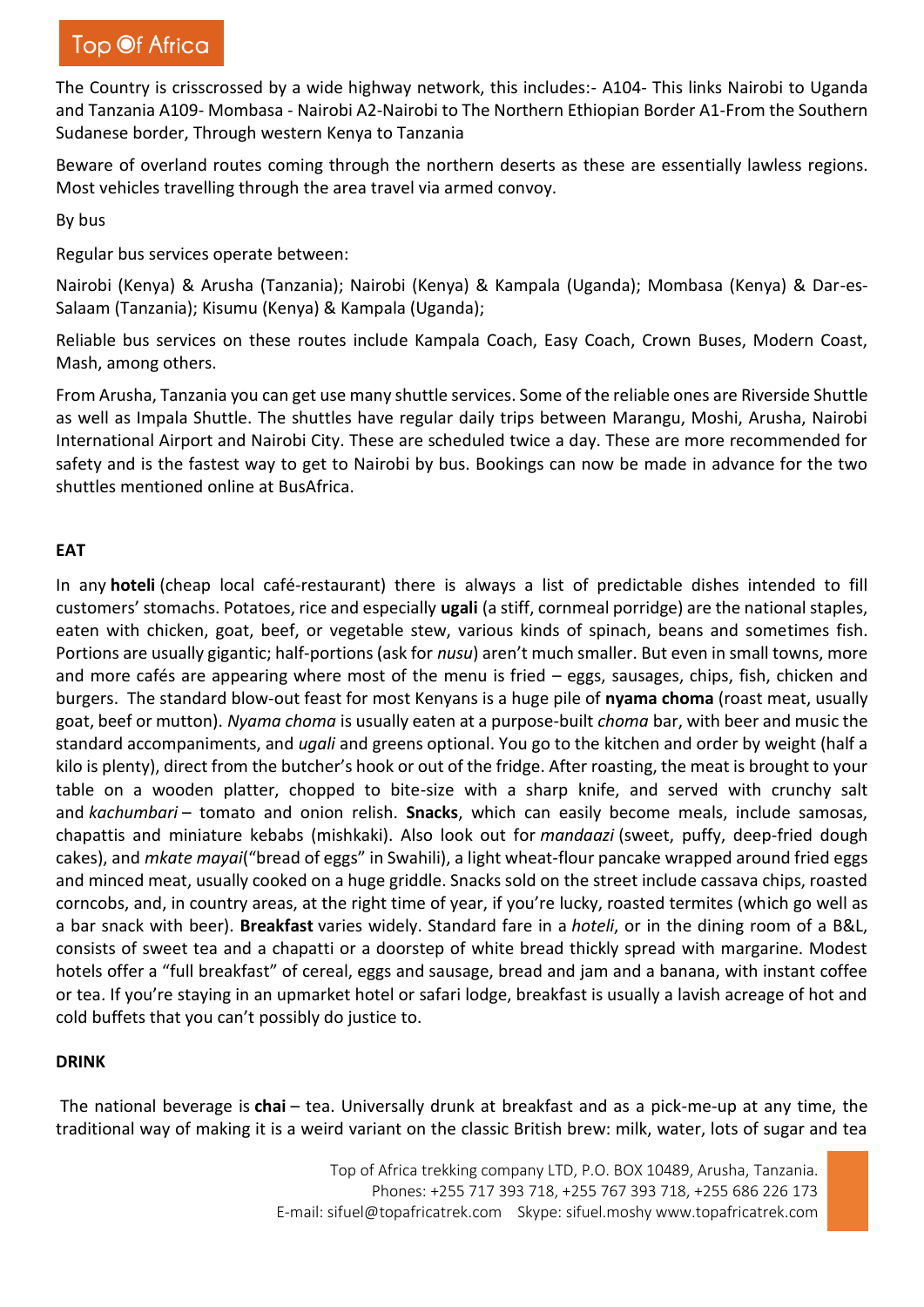The Country is crisscrossed by a wide highway network, this includes:- A104- This links Nairobi to Uganda and Tanzania A109- Mombasa - Nairobi A2-Nairobi to The Northern Ethiopian Border A1-From the Southern Sudanese border, Through western Kenya to Tanzania

Beware of overland routes coming through the northern deserts as these are essentially lawless regions. Most vehicles travelling through the area travel via armed convoy.

By bus

Regular bus services operate between:

Nairobi (Kenya) & Arusha (Tanzania); Nairobi (Kenya) & Kampala (Uganda); Mombasa (Kenya) & Dar-es-Salaam (Tanzania); Kisumu (Kenya) & Kampala (Uganda);

Reliable bus services on these routes include Kampala Coach, Easy Coach, Crown Buses, Modern Coast, Mash, among others.

From Arusha, Tanzania you can get use many shuttle services. Some of the reliable ones are Riverside Shuttle as well as Impala Shuttle. The shuttles have regular daily trips between Marangu, Moshi, Arusha, Nairobi International Airport and Nairobi City. These are scheduled twice a day. These are more recommended for safety and is the fastest way to get to Nairobi by bus. Bookings can now be made in advance for the two shuttles mentioned online at BusAfrica.

**EAT**

In any **hoteli** (cheap local café-restaurant) there is always a list of predictable dishes intended to fill customers' stomachs. Potatoes, rice and especially **ugali** (a stiff, cornmeal porridge) are the national staples, eaten with chicken, goat, beef, or vegetable stew, various kinds of spinach, beans and sometimes fish. Portions are usually gigantic; half-portions (ask for *nusu*) aren't much smaller. But even in small towns, more and more cafés are appearing where most of the menu is fried – eggs, sausages, chips, fish, chicken and burgers. The standard blow-out feast for most Kenyans is a huge pile of **nyama choma** (roast meat, usually goat, beef or mutton). *Nyama choma* is usually eaten at a purpose-built *choma* bar, with beer and music the standard accompaniments, and *ugali* and greens optional. You go to the kitchen and order by weight (half a kilo is plenty), direct from the butcher's hook or out of the fridge. After roasting, the meat is brought to your table on a wooden platter, chopped to bite-size with a sharp knife, and served with crunchy salt and *kachumbari* – tomato and onion relish. **Snacks**, which can easily become meals, include samosas, chapattis and miniature kebabs (mishkaki). Also look out for *mandaazi* (sweet, puffy, deep-fried dough cakes), and *mkate mayai*("bread of eggs" in Swahili), a light wheat-flour pancake wrapped around fried eggs and minced meat, usually cooked on a huge griddle. Snacks sold on the street include cassava chips, roasted corncobs, and, in country areas, at the right time of year, if you're lucky, roasted termites (which go well as a bar snack with beer). **Breakfast** varies widely. Standard fare in a *hoteli*, or in the dining room of a B&L, consists of sweet tea and a chapatti or a doorstep of white bread thickly spread with margarine. Modest hotels offer a "full breakfast" of cereal, eggs and sausage, bread and jam and a banana, with instant coffee or tea. If you're staying in an upmarket hotel or safari lodge, breakfast is usually a lavish acreage of hot and cold buffets that you can't possibly do justice to.

**DRINK**

The national beverage is **chai** – tea. Universally drunk at breakfast and as a pick-me-up at any time, the traditional way of making it is a weird variant on the classic British brew: milk, water, lots of sugar and tea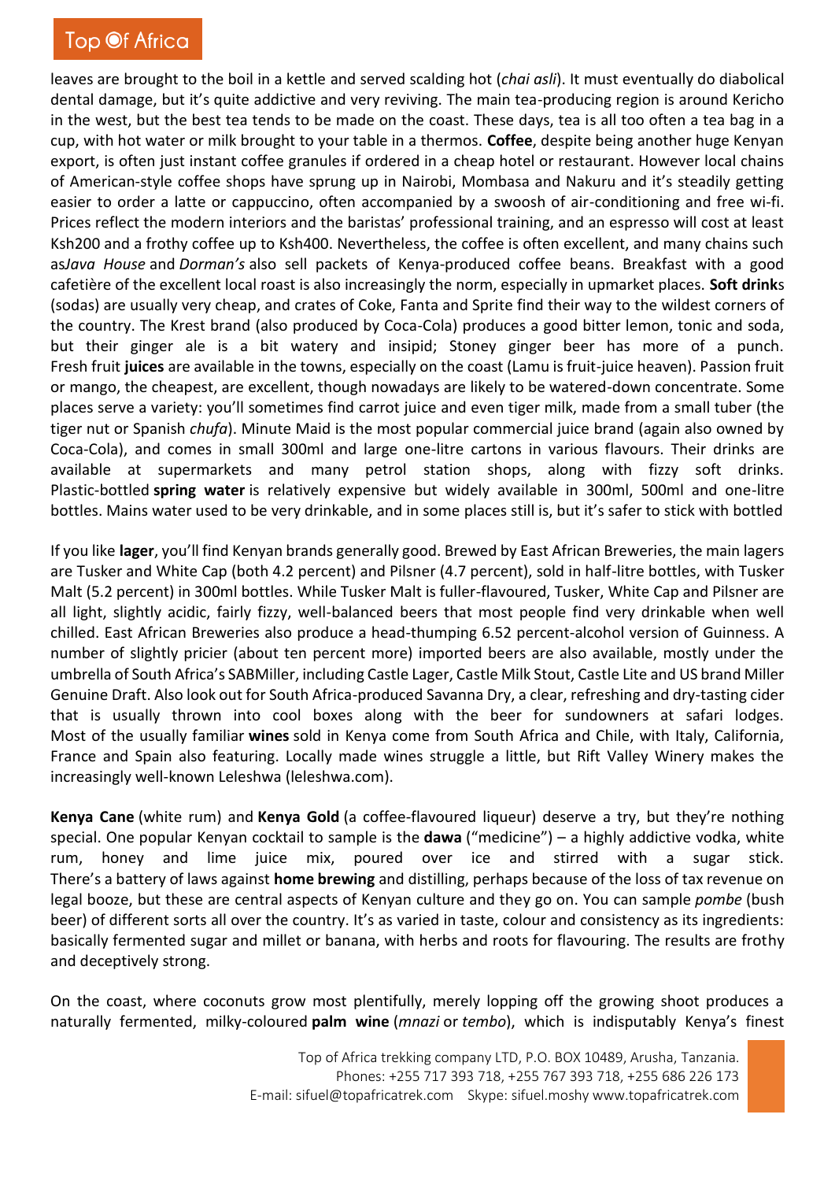leaves are brought to the boil in a kettle and served scalding hot (*chai asli*). It must eventually do diabolical dental damage, but it's quite addictive and very reviving. The main tea-producing region is around Kericho in the west, but the best tea tends to be made on the coast. These days, tea is all too often a tea bag in a cup, with hot water or milk brought to your table in a thermos. **Coffee**, despite being another huge Kenyan export, is often just instant coffee granules if ordered in a cheap hotel or restaurant. However local chains of American-style coffee shops have sprung up in Nairobi, Mombasa and Nakuru and it's steadily getting easier to order a latte or cappuccino, often accompanied by a swoosh of air-conditioning and free wi-fi. Prices reflect the modern interiors and the baristas' professional training, and an espresso will cost at least Ksh200 and a frothy coffee up to Ksh400. Nevertheless, the coffee is often excellent, and many chains such as*Java House* and *Dorman's* also sell packets of Kenya-produced coffee beans. Breakfast with a good cafetière of the excellent local roast is also increasingly the norm, especially in upmarket places. **Soft drink**s (sodas) are usually very cheap, and crates of Coke, Fanta and Sprite find their way to the wildest corners of the country. The Krest brand (also produced by Coca-Cola) produces a good bitter lemon, tonic and soda, but their ginger ale is a bit watery and insipid; Stoney ginger beer has more of a punch. Fresh fruit **juices** are available in the towns, especially on the coast (Lamu is fruit-juice heaven). Passion fruit or mango, the cheapest, are excellent, though nowadays are likely to be watered-down concentrate. Some places serve a variety: you'll sometimes find carrot juice and even tiger milk, made from a small tuber (the tiger nut or Spanish *chufa*). Minute Maid is the most popular commercial juice brand (again also owned by Coca-Cola), and comes in small 300ml and large one-litre cartons in various flavours. Their drinks are available at supermarkets and many petrol station shops, along with fizzy soft drinks. Plastic-bottled **spring water** is relatively expensive but widely available in 300ml, 500ml and one-litre bottles. Mains water used to be very drinkable, and in some places still is, but it's safer to stick with bottled

If you like **lager**, you'll find Kenyan brands generally good. Brewed by East African Breweries, the main lagers are Tusker and White Cap (both 4.2 percent) and Pilsner (4.7 percent), sold in half-litre bottles, with Tusker Malt (5.2 percent) in 300ml bottles. While Tusker Malt is fuller-flavoured, Tusker, White Cap and Pilsner are all light, slightly acidic, fairly fizzy, well-balanced beers that most people find very drinkable when well chilled. East African Breweries also produce a head-thumping 6.52 percent-alcohol version of Guinness. A number of slightly pricier (about ten percent more) imported beers are also available, mostly under the umbrella of South Africa's SABMiller, including Castle Lager, Castle Milk Stout, Castle Lite and US brand Miller Genuine Draft. Also look out for South Africa-produced Savanna Dry, a clear, refreshing and dry-tasting cider that is usually thrown into cool boxes along with the beer for sundowners at safari lodges. Most of the usually familiar **wines** sold in Kenya come from South Africa and Chile, with Italy, California, France and Spain also featuring. Locally made wines struggle a little, but Rift Valley Winery makes the increasingly well-known Leleshwa (leleshwa.com).

**Kenya Cane** (white rum) and **Kenya Gold** (a coffee-flavoured liqueur) deserve a try, but they're nothing special. One popular Kenyan cocktail to sample is the **dawa** ("medicine") – a highly addictive vodka, white rum, honey and lime juice mix, poured over ice and stirred with a sugar stick. There's a battery of laws against **home brewing** and distilling, perhaps because of the loss of tax revenue on legal booze, but these are central aspects of Kenyan culture and they go on. You can sample *pombe* (bush beer) of different sorts all over the country. It's as varied in taste, colour and consistency as its ingredients: basically fermented sugar and millet or banana, with herbs and roots for flavouring. The results are frothy and deceptively strong.

On the coast, where coconuts grow most plentifully, merely lopping off the growing shoot produces a naturally fermented, milky-coloured **palm wine** (*mnazi* or *tembo*), which is indisputably Kenya's finest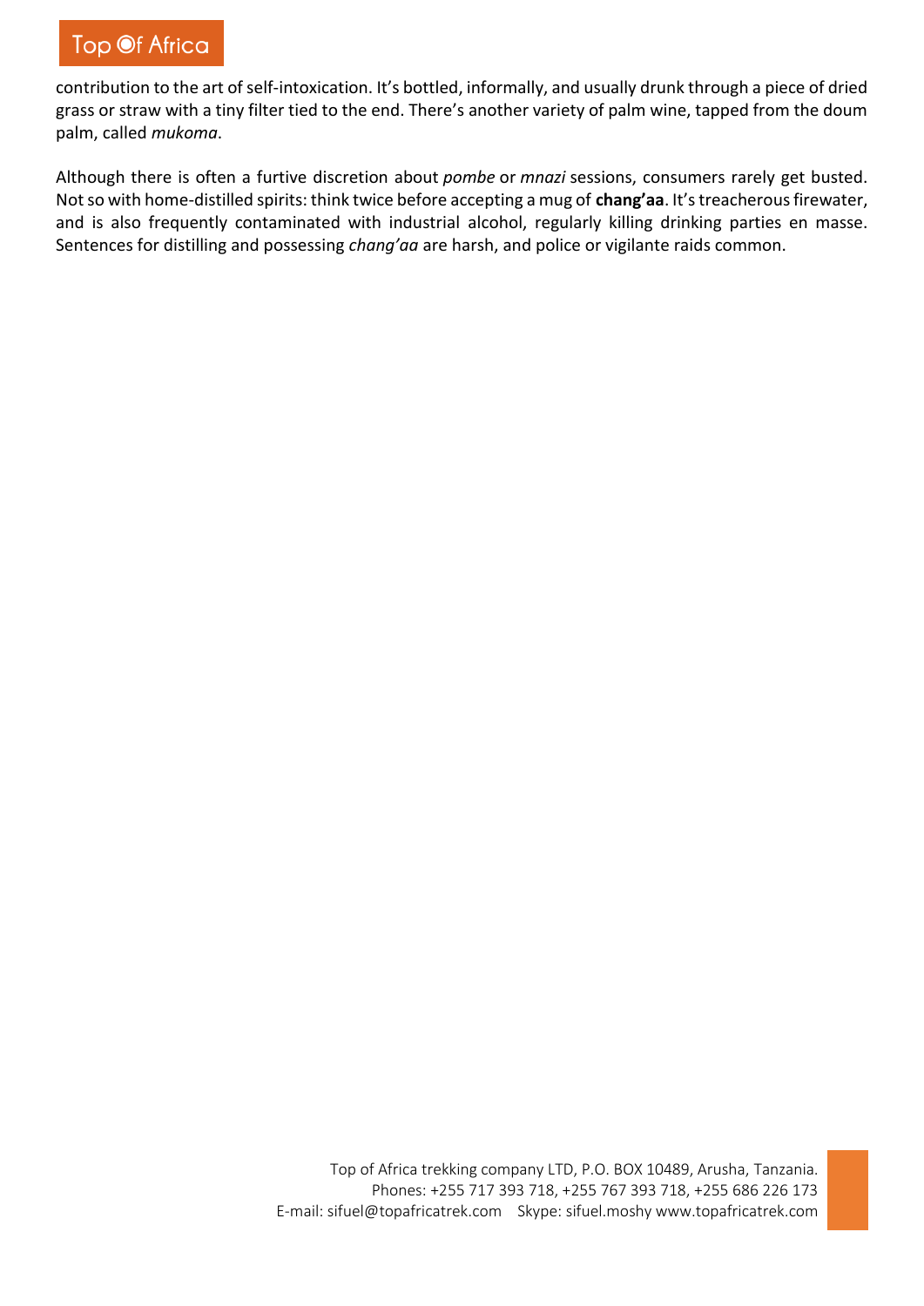contribution to the art of self-intoxication. It's bottled, informally, and usually drunk through a piece of dried grass or straw with a tiny filter tied to the end. There's another variety of palm wine, tapped from the doum palm, called *mukoma*.

Although there is often a furtive discretion about *pombe* or *mnazi* sessions, consumers rarely get busted. Not so with home-distilled spirits: think twice before accepting a mug of **chang'aa**. It's treacherous firewater, and is also frequently contaminated with industrial alcohol, regularly killing drinking parties en masse. Sentences for distilling and possessing *chang'aa* are harsh, and police or vigilante raids common.